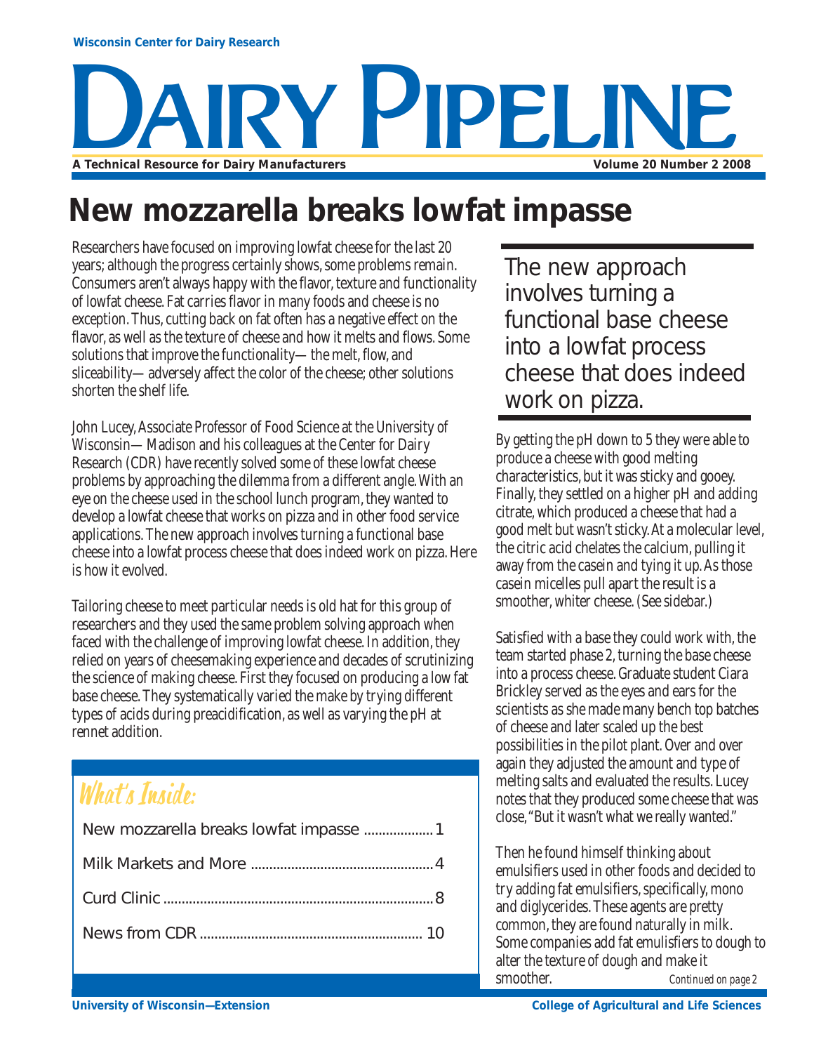Wisconsin Center for Dairy Research

# DAIRY PIPELINE

A Technical Resource for Dairy Manufacturers

Volume 20 Number 2 2008

## New mozzarella breaks lowfat impasse

Researchers have focused on improving lowfat cheese for the last 20 years; although the progress certainly shows, some problems remain. Consumers aren't always happy with the flavor, texture and functionality of lowfat cheese. Fat carries flavor in many foods and cheese is no exception. Thus, cutting back on fat often has a negative effect on the flavor, as well as the texture of cheese and how it melts and flows. Some solutions that improve the functionality—the melt, flow, and sliceability—adversely affect the color of the cheese; other solutions shorten the shelf life.

John Lucey, Associate Professor of Food Science at the University of Wisconsin—Madison and his colleagues at the Center for Dairy Research (CDR) have recently solved some of these lowfat cheese problems by approaching the dilemma from a different angle. With an eye on the cheese used in the school lunch program, they wanted to develop a lowfat cheese that works on pizza and in other food service applications. The new approach involves turning a functional base cheese into a lowfat process cheese that does indeed work on pizza. Here is how it evolved.

Tailoring cheese to meet particular needs is old hat for this group of researchers and they used the same problem solving approach when faced with the challenge of improving lowfat cheese. In addition, they relied on years of cheesemaking experience and decades of scrutinizing the science of making cheese. First they focused on producing a low fat base cheese. They systematically varied the make by trying different types of acids during preacidification, as well as varying the pH at rennet addition.

> The new approach involves turning a functional base cheese into a lowfat process cheese that does indeed work on pizza.

By getting the pH down to 5 they were able to produce a cheese with good melting characteristics, but it was sticky and gooey. Finally, they settled on a higher pH and adding citrate, which produced a cheese that had a good melt but wasn't sticky. At a molecular level, the citric acid chelates the calcium, pulling it away from the casein and tying it up. As those casein micelles pull apart the result is a smoother, whiter cheese. (See sidebar.)

Satisfied with a base they could work with, the team started phase 2, turning the base cheese into a process cheese. Graduate student Ciara Brickley served as the eyes and ears for the scientists as she made many bench top batches of cheese and later scaled up the best possibilities in the pilot plant. Over and over again they adjusted the amount and type of melting salts and evaluated the results. Lucey notes that they produced some cheese that was close, "But it wasn't what we really wanted."

Then he found himself thinking about emulsifiers used in other foods and decided to try adding fat emulsifiers, specifically, mono and diglycerides. These agents are pretty common, they are found naturally in milk. Some companies add fat emulsifiers to dough to alter the texture of dough and make it smoother.

*Continued on page 2*

### What's Inside:

- New mozzarella breaks lowfat impasse ........ 1
- Milk Markets and More ........ 4
- Curd Clinic ........ 8
- News from CDR ........ 10

University of Wisconsin—Extension

College of Agricultural and Life Sciences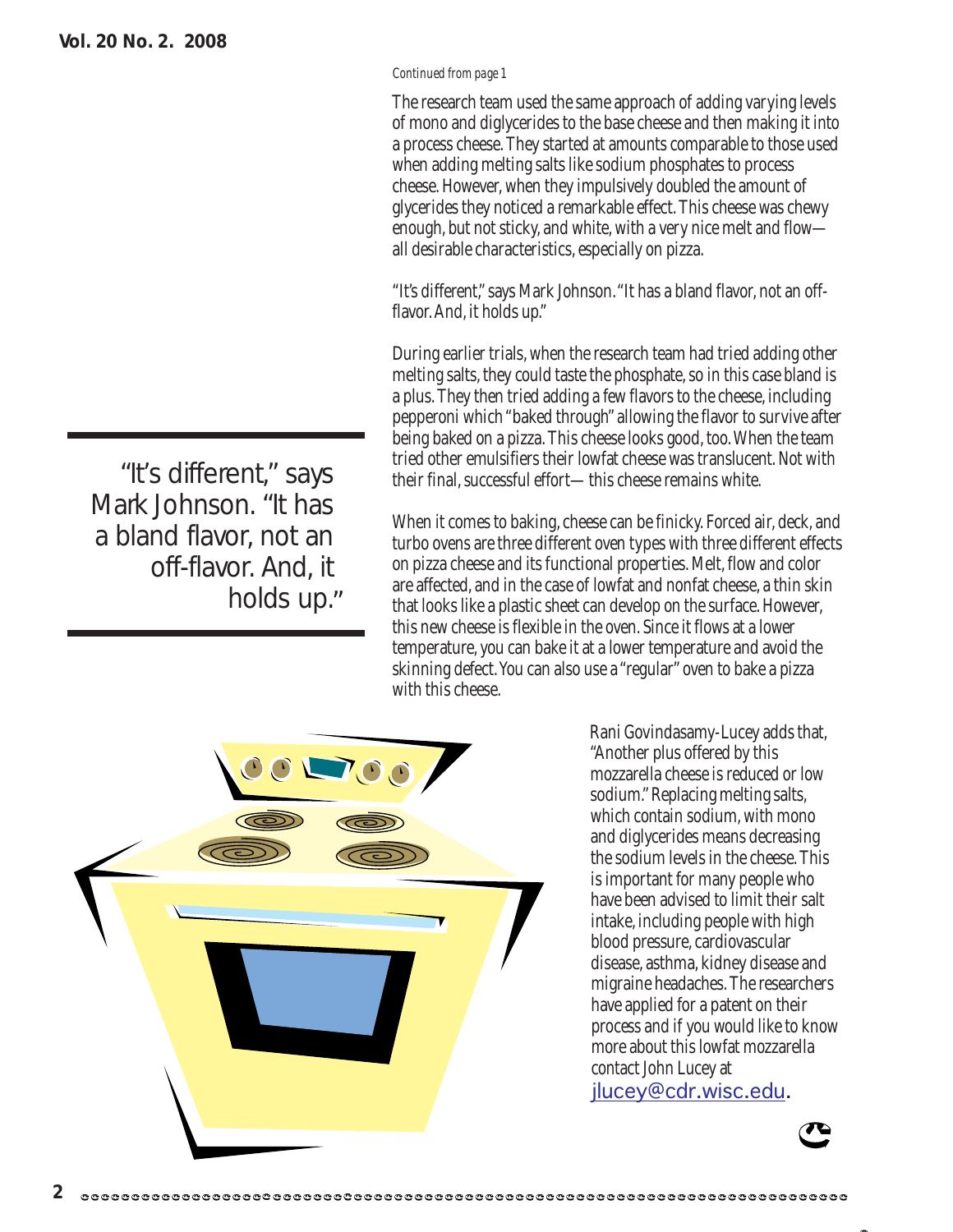*Continued from page 1*

The research team used the same approach of adding varying levels of mono and diglycerides to the base cheese and then making it into a process cheese. They started at amounts comparable to those used when adding melting salts like sodium phosphates to process cheese. However, when they impulsively doubled the amount of glycerides they noticed a remarkable effect. This cheese was chewy enough, but not sticky, and white, with a very nice melt and flow—all desirable characteristics, especially on pizza.

"It's different," says Mark Johnson. "It has a bland flavor, not an off-flavor. And, it holds up."

> "It's different," says Mark Johnson. "It has a bland flavor, not an off-flavor. And, it holds up."

During earlier trials, when the research team had tried adding other melting salts, they could taste the phosphate, so in this case bland is a plus. They then tried adding a few flavors to the cheese, including pepperoni which "baked through" allowing the flavor to survive after being baked on a pizza. This cheese looks good, too. When the team tried other emulsifiers their lowfat cheese was translucent. Not with their final, successful effort— this cheese remains white.

When it comes to baking, cheese can be finicky. Forced air, deck, and turbo ovens are three different oven types with three different effects on pizza cheese and its functional properties. Melt, flow and color are affected, and in the case of lowfat and nonfat cheese, a thin skin that looks like a plastic sheet can develop on the surface. However, this new cheese is flexible in the oven. Since it flows at a lower temperature, you can bake it at a lower temperature and avoid the skinning defect. You can also use a "regular" oven to bake a pizza with this cheese.

Rani Govindasamy-Lucey adds that, "Another plus offered by this mozzarella cheese is reduced or low sodium." Replacing melting salts, which contain sodium, with mono and diglycerides means decreasing the sodium levels in the cheese. This is important for many people who have been advised to limit their salt intake, including people with high blood pressure, cardiovascular disease, asthma, kidney disease and migraine headaches. The researchers have applied for a patent on their process and if you would like to know more about this lowfat mozzarella contact John Lucey at jlucey@cdr.wisc.edu.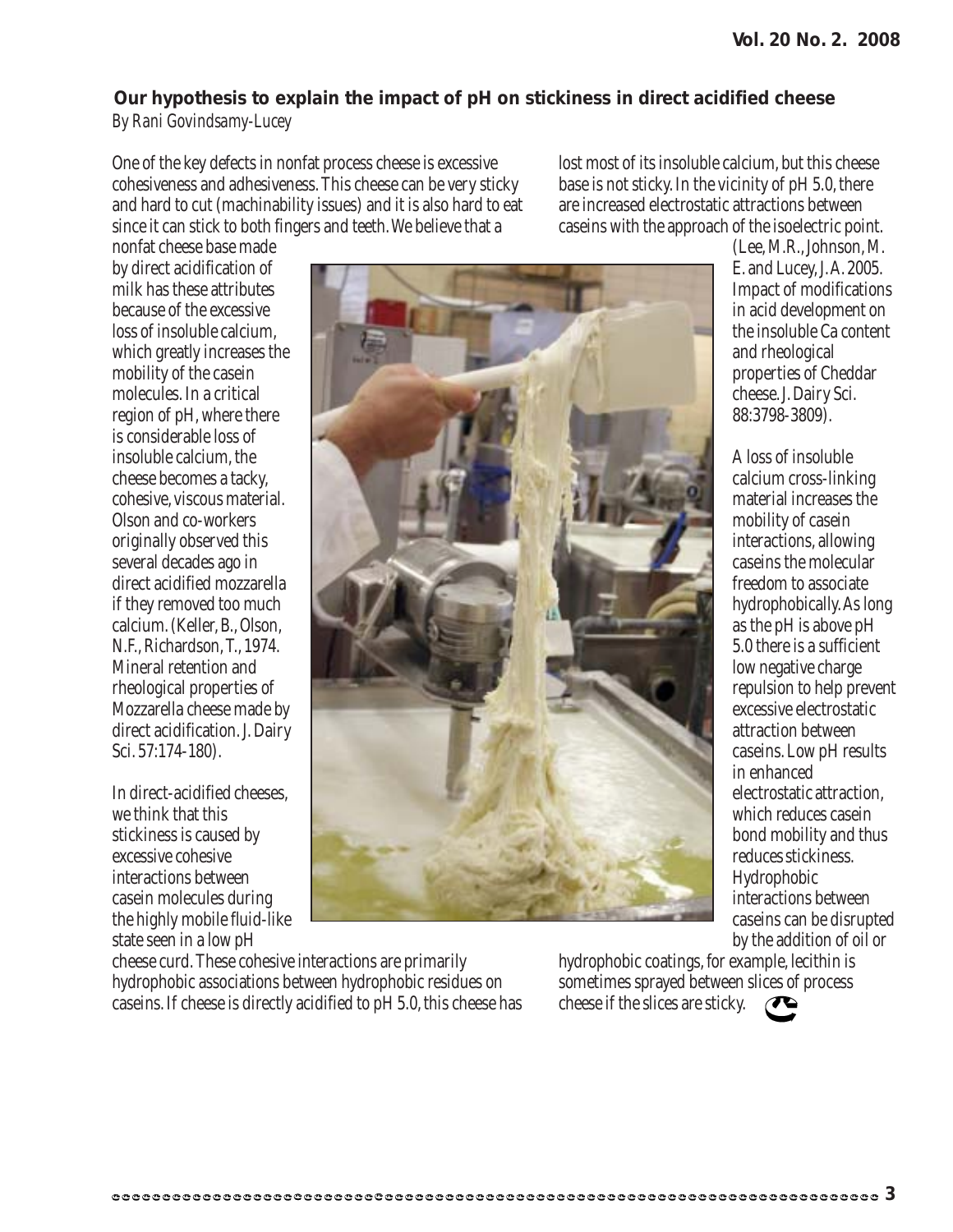## Our hypothesis to explain the impact of pH on stickiness in direct acidified cheese

*By Rani Govindsamy-Lucey*

One of the key defects in nonfat process cheese is excessive cohesiveness and adhesiveness. This cheese can be very sticky and hard to cut (machinability issues) and it is also hard to eat since it can stick to both fingers and teeth. We believe that a nonfat cheese base made by direct acidification of milk has these attributes because of the excessive loss of insoluble calcium, which greatly increases the mobility of the casein molecules. In a critical region of pH, where there is considerable loss of insoluble calcium, the cheese becomes a tacky, cohesive, viscous material. Olson and co-workers originally observed this several decades ago in direct acidified mozzarella if they removed too much calcium. (Keller, B., Olson, N.F., Richardson, T., 1974. Mineral retention and rheological properties of Mozzarella cheese made by direct acidification. J. Dairy Sci. 57:174-180).

In direct-acidified cheeses, we think that this stickiness is caused by excessive cohesive interactions between casein molecules during the highly mobile fluid-like state seen in a low pH cheese curd. These cohesive interactions are primarily hydrophobic associations between hydrophobic residues on caseins. If cheese is directly acidified to pH 5.0, this cheese has lost most of its insoluble calcium, but this cheese base is not sticky. In the vicinity of pH 5.0, there are increased electrostatic attractions between caseins with the approach of the isoelectric point. (Lee, M.R., Johnson, M. E. and Lucey, J.A. 2005. Impact of modifications in acid development on the insoluble Ca content and rheological properties of Cheddar cheese. J. Dairy Sci. 88:3798-3809).

A loss of insoluble calcium cross-linking material increases the mobility of casein interactions, allowing caseins the molecular freedom to associate hydrophobically. As long as the pH is above pH 5.0 there is a sufficient low negative charge repulsion to help prevent excessive electrostatic attraction between caseins. Low pH results in enhanced electrostatic attraction, which reduces casein bond mobility and thus reduces stickiness. Hydrophobic interactions between caseins can be disrupted by the addition of oil or hydrophobic coatings, for example, lecithin is sometimes sprayed between slices of process cheese if the slices are sticky.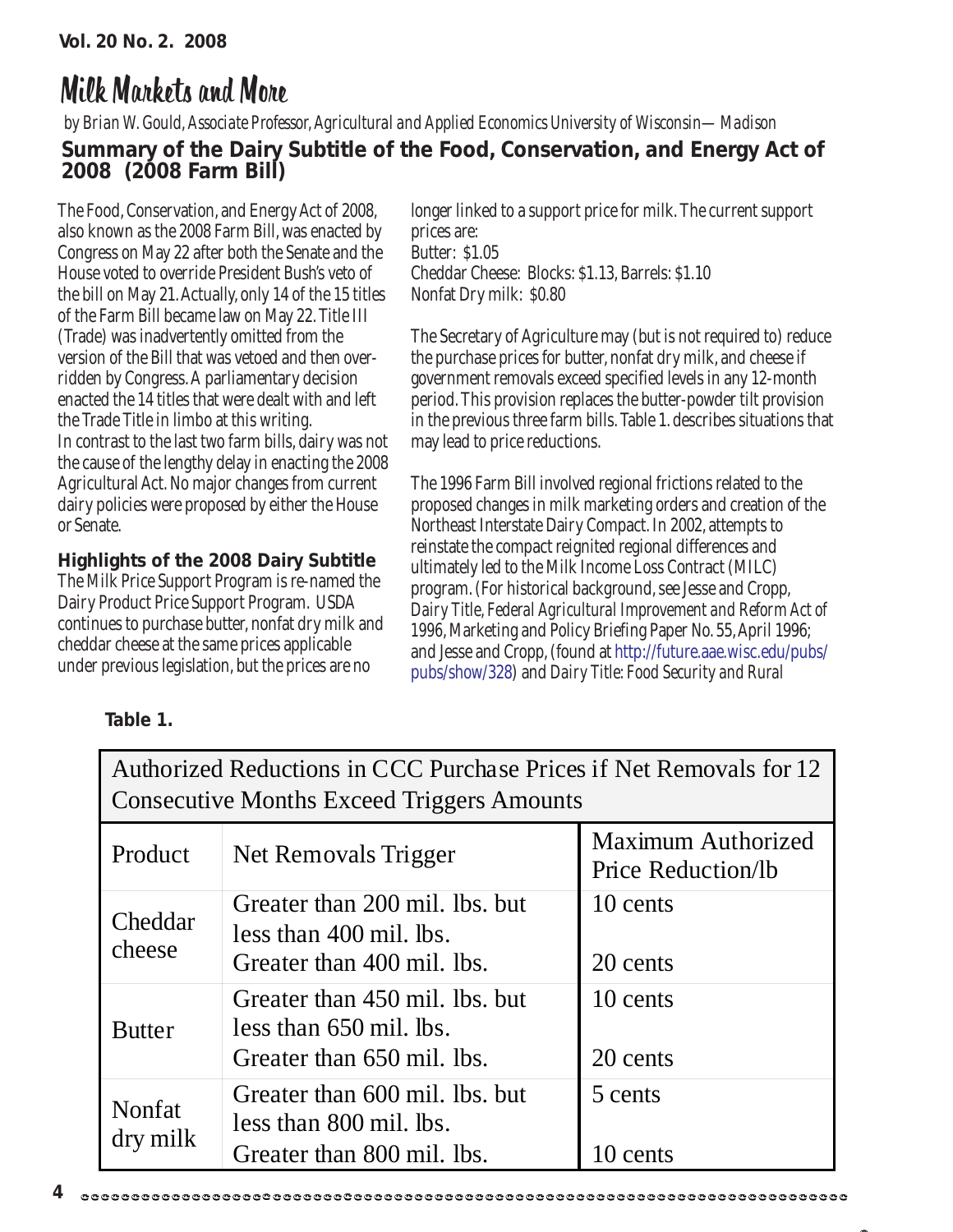# Milk Markets and More

*by Brian W. Gould, Associate Professor, Agricultural and Applied Economics University of Wisconsin—Madison*

## Summary of the Dairy Subtitle of the Food, Conservation, and Energy Act of 2008 (2008 Farm Bill)

The Food, Conservation, and Energy Act of 2008, also known as the 2008 Farm Bill, was enacted by Congress on May 22 after both the Senate and the House voted to override President Bush's veto of the bill on May 21. Actually, only 14 of the 15 titles of the Farm Bill became law on May 22. Title III (Trade) was inadvertently omitted from the version of the Bill that was vetoed and then over-ridden by Congress. A parliamentary decision enacted the 14 titles that were dealt with and left the Trade Title in limbo at this writing.

In contrast to the last two farm bills, dairy was not the cause of the lengthy delay in enacting the 2008 Agricultural Act. No major changes from current dairy policies were proposed by either the House or Senate.

### Highlights of the 2008 Dairy Subtitle

The Milk Price Support Program is re-named the Dairy Product Price Support Program. USDA continues to purchase butter, nonfat dry milk and cheddar cheese at the same prices applicable under previous legislation, but the prices are no longer linked to a support price for milk. The current support prices are:

Butter: $1.05
Cheddar Cheese: Blocks: $1.13, Barrels: $1.10
Nonfat Dry milk: $0.80

The Secretary of Agriculture may (but is not required to) reduce the purchase prices for butter, nonfat dry milk, and cheese if government removals exceed specified levels in any 12-month period. This provision replaces the butter-powder tilt provision in the previous three farm bills. Table 1. describes situations that may lead to price reductions.

The 1996 Farm Bill involved regional frictions related to the proposed changes in milk marketing orders and creation of the Northeast Interstate Dairy Compact. In 2002, attempts to reinstate the compact reignited regional differences and ultimately led to the Milk Income Loss Contract (MILC) program. (For historical background, see Jesse and Cropp, *Dairy Title, Federal Agricultural Improvement and Reform Act of 1996*, Marketing and Policy Briefing Paper No. 55, April 1996; and Jesse and Cropp, (found at http://future.aae.wisc.edu/pubs/pubs/show/328) and *Dairy Title: Food Security and Rural*

**Table 1.**

| Authorized Reductions in CCC Purchase Prices if Net Removals for 12 Consecutive Months Exceed Triggers Amounts | | |
|---|---|---|
| Product | Net Removals Trigger | Maximum Authorized Price Reduction/lb |
| Cheddar cheese | Greater than 200 mil. lbs. but less than 400 mil. lbs. | 10 cents |
| | Greater than 400 mil. lbs. | 20 cents |
| Butter | Greater than 450 mil. lbs. but less than 650 mil. lbs. | 10 cents |
| | Greater than 650 mil. lbs. | 20 cents |
| Nonfat dry milk | Greater than 600 mil. lbs. but less than 800 mil. lbs. | 5 cents |
| | Greater than 800 mil. lbs. | 10 cents |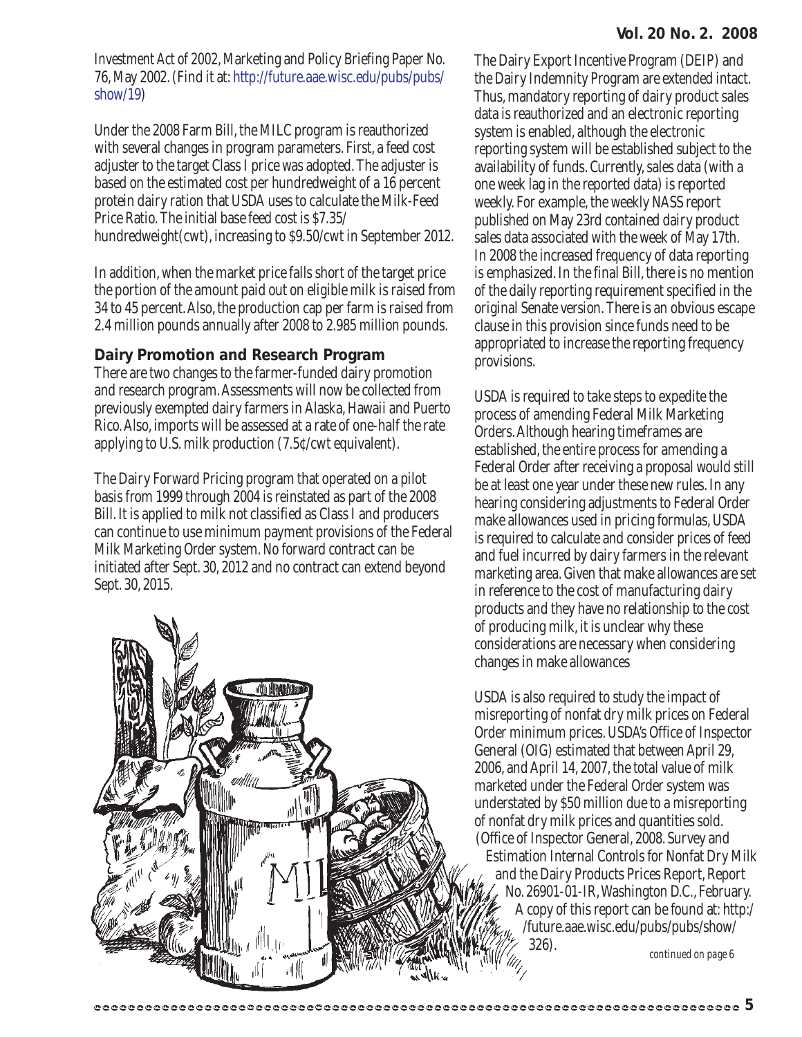Investment Act of 2002, Marketing and Policy Briefing Paper No. 76, May 2002. (Find it at: http://future.aae.wisc.edu/pubs/pubs/show/19)

Under the 2008 Farm Bill, the MILC program is reauthorized with several changes in program parameters. First, a feed cost adjuster to the target Class I price was adopted. The adjuster is based on the estimated cost per hundredweight of a 16 percent protein dairy ration that USDA uses to calculate the Milk-Feed Price Ratio. The initial base feed cost is $7.35/hundredweight(cwt), increasing to $9.50/cwt in September 2012.

In addition, when the market price falls short of the target price the portion of the amount paid out on eligible milk is raised from 34 to 45 percent. Also, the production cap per farm is raised from 2.4 million pounds annually after 2008 to 2.985 million pounds.

### Dairy Promotion and Research Program

There are two changes to the farmer-funded dairy promotion and research program. Assessments will now be collected from previously exempted dairy farmers in Alaska, Hawaii and Puerto Rico. Also, imports will be assessed at a rate of one-half the rate applying to U.S. milk production (7.5¢/cwt equivalent).

The Dairy Forward Pricing program that operated on a pilot basis from 1999 through 2004 is reinstated as part of the 2008 Bill. It is applied to milk not classified as Class I and producers can continue to use minimum payment provisions of the Federal Milk Marketing Order system. No forward contract can be initiated after Sept. 30, 2012 and no contract can extend beyond Sept. 30, 2015.

The Dairy Export Incentive Program (DEIP) and the Dairy Indemnity Program are extended intact. Thus, mandatory reporting of dairy product sales data is reauthorized and an electronic reporting system is enabled, although the electronic reporting system will be established subject to the availability of funds. Currently, sales data (with a one week lag in the reported data) is reported weekly. For example, the weekly NASS report published on May 23rd contained dairy product sales data associated with the week of May 17th. In 2008 the increased frequency of data reporting is emphasized. In the final Bill, there is no mention of the daily reporting requirement specified in the original Senate version. There is an obvious escape clause in this provision since funds need to be appropriated to increase the reporting frequency provisions.

USDA is required to take steps to expedite the process of amending Federal Milk Marketing Orders. Although hearing timeframes are established, the entire process for amending a Federal Order after receiving a proposal would still be at least one year under these new rules. In any hearing considering adjustments to Federal Order make allowances used in pricing formulas, USDA is required to calculate and consider prices of feed and fuel incurred by dairy farmers in the relevant marketing area. Given that make allowances are set in reference to the cost of manufacturing dairy products and they have no relationship to the cost of producing milk, it is unclear why these considerations are necessary when considering changes in make allowances

USDA is also required to study the impact of misreporting of nonfat dry milk prices on Federal Order minimum prices. USDA's Office of Inspector General (OIG) estimated that between April 29, 2006, and April 14, 2007, the total value of milk marketed under the Federal Order system was understated by $50 million due to a misreporting of nonfat dry milk prices and quantities sold. (Office of Inspector General, 2008. Survey and Estimation Internal Controls for Nonfat Dry Milk and the Dairy Products Prices Report, Report No. 26901-01-IR, Washington D.C., February. A copy of this report can be found at: http://future.aae.wisc.edu/pubs/pubs/show/326).

*continued on page 6*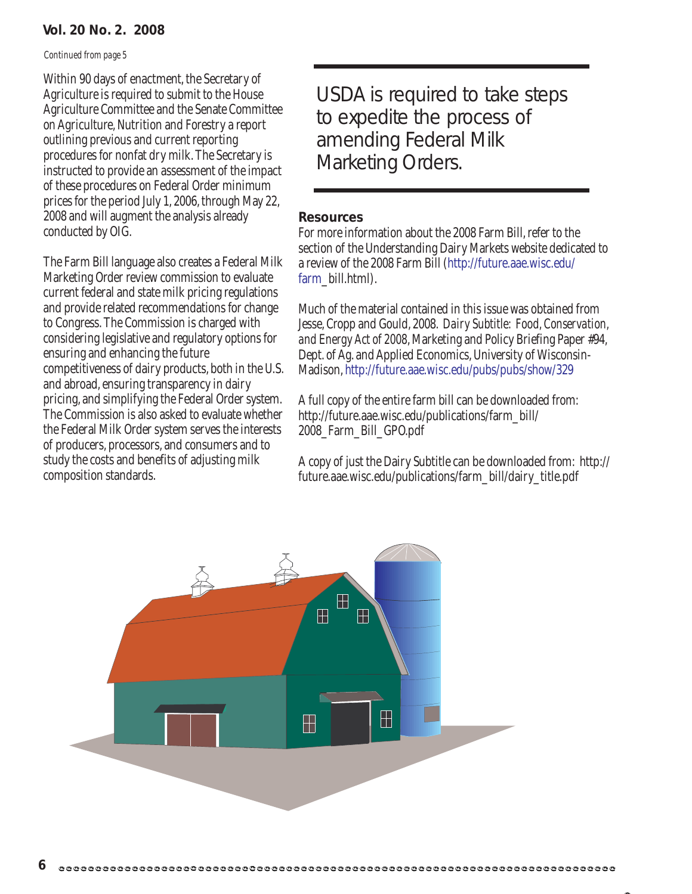*Continued from page 5*

Within 90 days of enactment, the Secretary of Agriculture is required to submit to the House Agriculture Committee and the Senate Committee on Agriculture, Nutrition and Forestry a report outlining previous and current reporting procedures for nonfat dry milk. The Secretary is instructed to provide an assessment of the impact of these procedures on Federal Order minimum prices for the period July 1, 2006, through May 22, 2008 and will augment the analysis already conducted by OIG.

The Farm Bill language also creates a Federal Milk Marketing Order review commission to evaluate current federal and state milk pricing regulations and provide related recommendations for change to Congress. The Commission is charged with considering legislative and regulatory options for ensuring and enhancing the future competitiveness of dairy products, both in the U.S. and abroad, ensuring transparency in dairy pricing, and simplifying the Federal Order system. The Commission is also asked to evaluate whether the Federal Milk Order system serves the interests of producers, processors, and consumers and to study the costs and benefits of adjusting milk composition standards.

USDA is required to take steps to expedite the process of amending Federal Milk Marketing Orders.

**Resources**

For more information about the 2008 Farm Bill, refer to the section of the Understanding Dairy Markets website dedicated to a review of the 2008 Farm Bill (http://future.aae.wisc.edu/farm_bill.html).

Much of the material contained in this issue was obtained from Jesse, Cropp and Gould, 2008. *Dairy Subtitle: Food, Conservation, and Energy Act of 2008*, Marketing and Policy Briefing Paper #94, Dept. of Ag. and Applied Economics, University of Wisconsin-Madison, http://future.aae.wisc.edu/pubs/pubs/show/329

A full copy of the entire farm bill can be downloaded from: http://future.aae.wisc.edu/publications/farm_bill/2008_Farm_Bill_GPO.pdf

A copy of just the Dairy Subtitle can be downloaded from: http://future.aae.wisc.edu/publications/farm_bill/dairy_title.pdf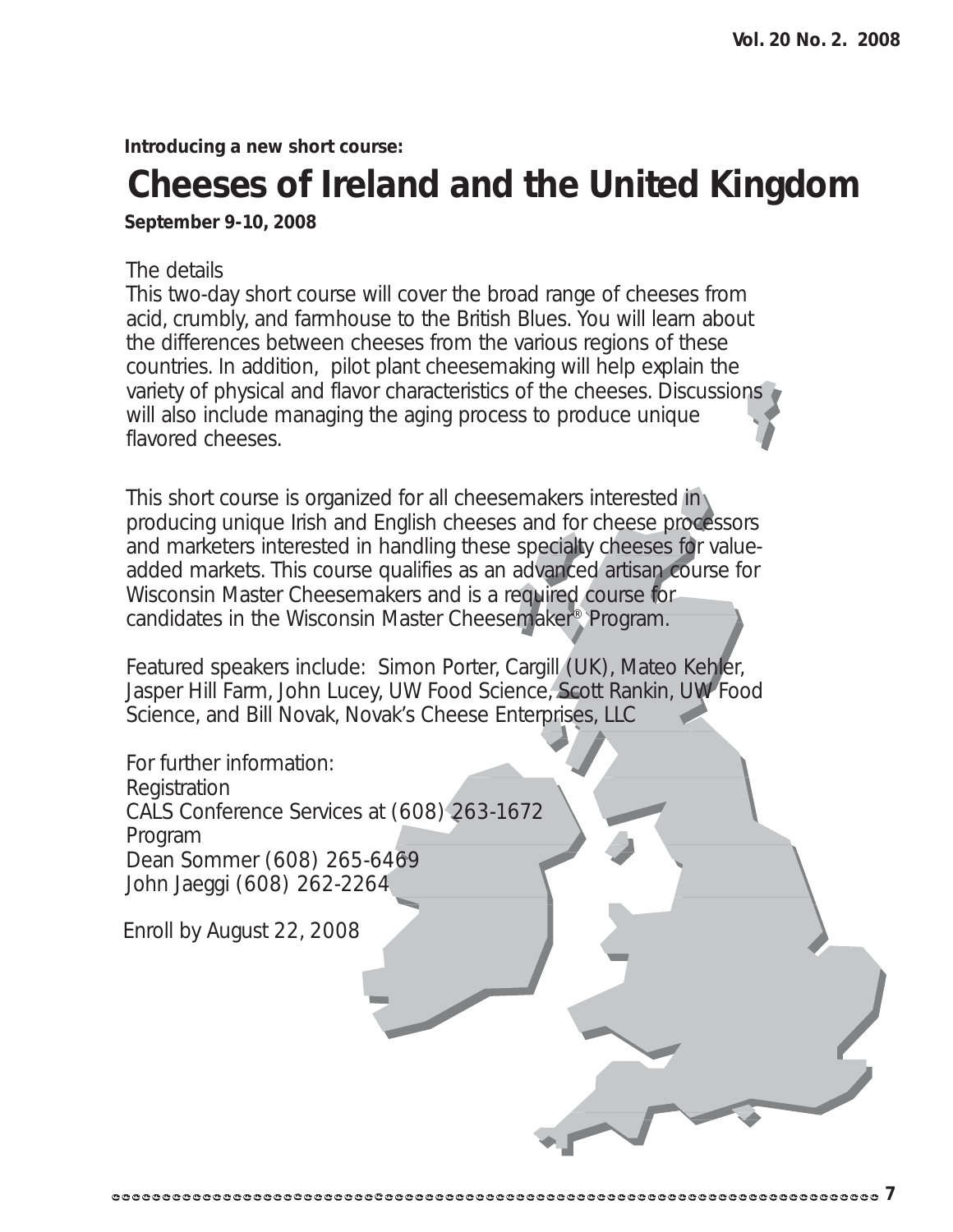**Introducing a new short course:**

# Cheeses of Ireland and the United Kingdom

**September 9-10, 2008**

The details

This two-day short course will cover the broad range of cheeses from acid, crumbly, and farmhouse to the British Blues. You will learn about the differences between cheeses from the various regions of these countries. In addition, pilot plant cheesemaking will help explain the variety of physical and flavor characteristics of the cheeses. Discussions will also include managing the aging process to produce unique flavored cheeses.

This short course is organized for all cheesemakers interested in producing unique Irish and English cheeses and for cheese processors and marketers interested in handling these specialty cheeses for value-added markets. This course qualifies as an advanced artisan course for Wisconsin Master Cheesemakers and is a required course for candidates in the Wisconsin Master Cheesemaker® Program.

Featured speakers include: Simon Porter, Cargill (UK), Mateo Kehler, Jasper Hill Farm, John Lucey, UW Food Science, Scott Rankin, UW Food Science, and Bill Novak, Novak's Cheese Enterprises, LLC

For further information:
Registration
CALS Conference Services at (608) 263-1672
Program
Dean Sommer (608) 265-6469
John Jaeggi (608) 262-2264

Enroll by August 22, 2008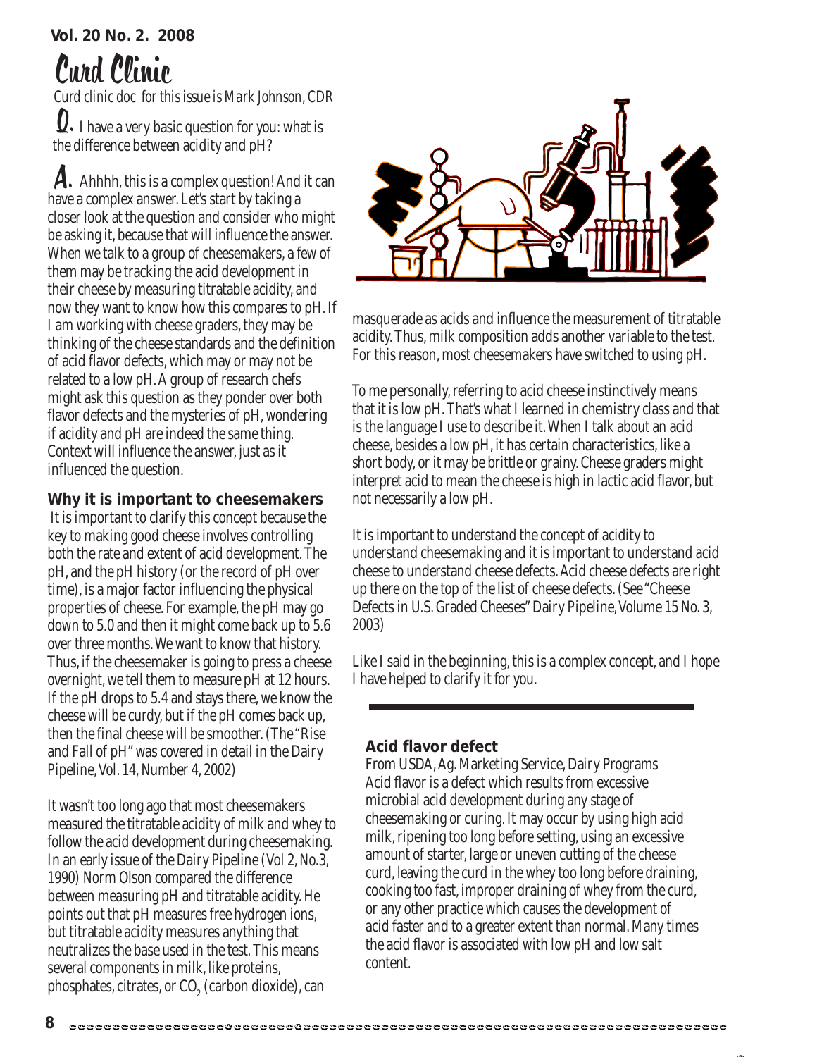# Curd Clinic

*Curd clinic doc for this issue is Mark Johnson, CDR*

**Q.** I have a very basic question for you: what is the difference between acidity and pH?

**A.** Ahhhh, this is a complex question! And it can have a complex answer. Let's start by taking a closer look at the question and consider who might be asking it, because that will influence the answer. When we talk to a group of cheesemakers, a few of them may be tracking the acid development in their cheese by measuring titratable acidity, and now they want to know how this compares to pH. If I am working with cheese graders, they may be thinking of the cheese standards and the definition of acid flavor defects, which may or may not be related to a low pH. A group of research chefs might ask this question as they ponder over both flavor defects and the mysteries of pH, wondering if acidity and pH are indeed the same thing. Context will influence the answer, just as it influenced the question.

### Why it is important to cheesemakers

It is important to clarify this concept because the key to making good cheese involves controlling both the rate and extent of acid development. The pH, and the pH history (or the record of pH over time), is a major factor influencing the physical properties of cheese. For example, the pH may go down to 5.0 and then it might come back up to 5.6 over three months. We want to know that history. Thus, if the cheesemaker is going to press a cheese overnight, we tell them to measure pH at 12 hours. If the pH drops to 5.4 and stays there, we know the cheese will be curdy, but if the pH comes back up, then the final cheese will be smoother. (The "Rise and Fall of pH" was covered in detail in the Dairy Pipeline, Vol. 14, Number 4, 2002)

It wasn't too long ago that most cheesemakers measured the titratable acidity of milk and whey to follow the acid development during cheesemaking. In an early issue of the Dairy Pipeline (Vol 2, No.3, 1990) Norm Olson compared the difference between measuring pH and titratable acidity. He points out that pH measures free hydrogen ions, but titratable acidity measures anything that neutralizes the base used in the test. This means several components in milk, like proteins, phosphates, citrates, or $CO_2$ (carbon dioxide), can masquerade as acids and influence the measurement of titratable acidity. Thus, milk composition adds another variable to the test. For this reason, most cheesemakers have switched to using pH.

To me personally, referring to acid cheese instinctively means that it is low pH. That's what I learned in chemistry class and that is the language I use to describe it. When I talk about an acid cheese, besides a low pH, it has certain characteristics, like a short body, or it may be brittle or grainy. Cheese graders might interpret acid to mean the cheese is high in lactic acid flavor, but not necessarily a low pH.

It is important to understand the concept of acidity to understand cheesemaking and it is important to understand acid cheese to understand cheese defects. Acid cheese defects are right up there on the top of the list of cheese defects. (See "Cheese Defects in U.S. Graded Cheeses" Dairy Pipeline, Volume 15 No. 3, 2003)

Like I said in the beginning, this is a complex concept, and I hope I have helped to clarify it for you.

---

### Acid flavor defect

From USDA, Ag. Marketing Service, Dairy Programs

Acid flavor is a defect which results from excessive microbial acid development during any stage of cheesemaking or curing. It may occur by using high acid milk, ripening too long before setting, using an excessive amount of starter, large or uneven cutting of the cheese curd, leaving the curd in the whey too long before draining, cooking too fast, improper draining of whey from the curd, or any other practice which causes the development of acid faster and to a greater extent than normal. Many times the acid flavor is associated with low pH and low salt content.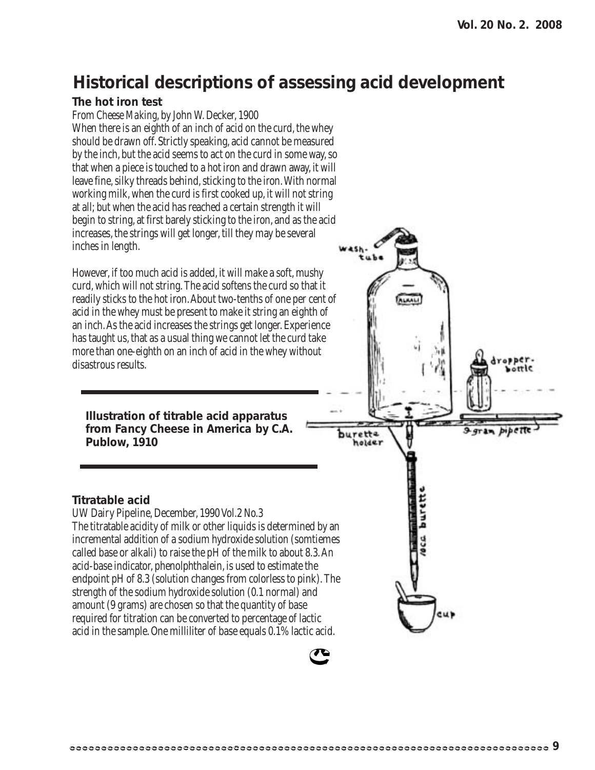## Historical descriptions of assessing acid development

### The hot iron test

*From Cheese Making, by John W. Decker, 1900*

*When there is an eighth of an inch of acid on the curd, the whey should be drawn off. Strictly speaking, acid cannot be measured by the inch, but the acid seems to act on the curd in some way, so that when a piece is touched to a hot iron and drawn away, it will leave fine, silky threads behind, sticking to the iron. With normal working milk, when the curd is first cooked up, it will not string at all; but when the acid has reached a certain strength it will begin to string, at first barely sticking to the iron, and as the acid increases, the strings will get longer, till they may be several inches in length.*

*However, if too much acid is added, it will make a soft, mushy curd, which will not string. The acid softens the curd so that it readily sticks to the hot iron. About two-tenths of one per cent of acid in the whey must be present to make it string an eighth of an inch. As the acid increases the strings get longer. Experience has taught us, that as a usual thing we cannot let the curd take more than one-eighth on an inch of acid in the whey without disastrous results.*

**Illustration of titrable acid apparatus from *Fancy Cheese in America* by C.A. Publow, 1910**

### Titratable acid

*UW Dairy Pipeline, December, 1990 Vol.2 No.3*

*The titratable acidity of milk or other liquids is determined by an incremental addition of a sodium hydroxide solution (somtiemes called base or alkali) to raise the pH of the milk to about 8.3. An acid-base indicator, phenolphthalein, is used to estimate the endpoint pH of 8.3 (solution changes from colorless to pink). The strength of the sodium hydroxide solution (0.1 normal) and amount (9 grams) are chosen so that the quantity of base required for titration can be converted to percentage of lactic acid in the sample. One milliliter of base equals 0.1% lactic acid.*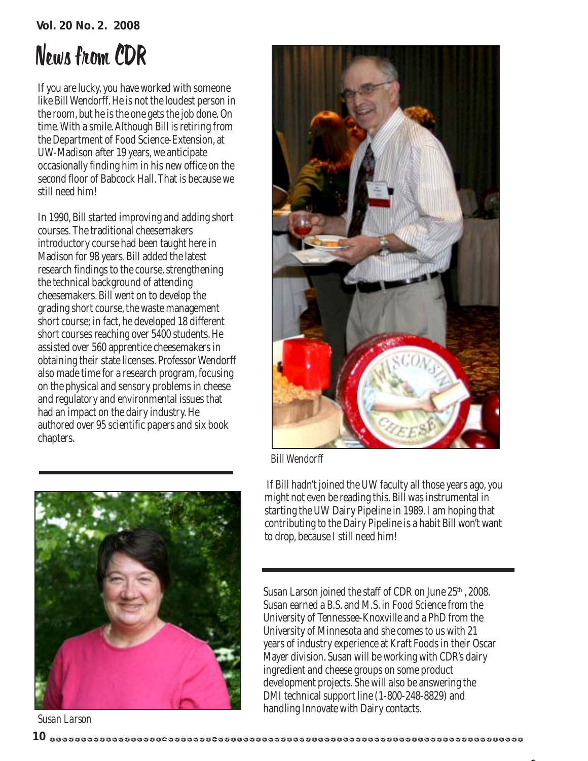# News from CDR

If you are lucky, you have worked with someone like Bill Wendorff. He is not the loudest person in the room, but he is the one gets the job done. On time. With a smile. Although Bill is retiring from the Department of Food Science-Extension, at UW-Madison after 19 years, we anticipate occasionally finding him in his new office on the second floor of Babcock Hall. That is because we still need him!

In 1990, Bill started improving and adding short courses. The traditional cheesemakers introductory course had been taught here in Madison for 98 years. Bill added the latest research findings to the course, strengthening the technical background of attending cheesemakers. Bill went on to develop the grading short course, the waste management short course; in fact, he developed 18 different short courses reaching over 5400 students. He assisted over 560 apprentice cheesemakers in obtaining their state licenses. Professor Wendorff also made time for a research program, focusing on the physical and sensory problems in cheese and regulatory and environmental issues that had an impact on the dairy industry. He authored over 95 scientific papers and six book chapters.

*Bill Wendorff*

If Bill hadn't joined the UW faculty all those years ago, you might not even be reading this. Bill was instrumental in starting the UW Dairy Pipeline in 1989. I am hoping that contributing to the Dairy Pipeline is a habit Bill won't want to drop, because I still need him!

---

Susan Larson joined the staff of CDR on June 25th, 2008. Susan earned a B.S. and M.S. in Food Science from the University of Tennessee-Knoxville and a PhD from the University of Minnesota and she comes to us with 21 years of industry experience at Kraft Foods in their Oscar Mayer division. Susan will be working with CDR's dairy ingredient and cheese groups on some product development projects. She will also be answering the DMI technical support line (1-800-248-8829) and handling Innovate with Dairy contacts.

*Susan Larson*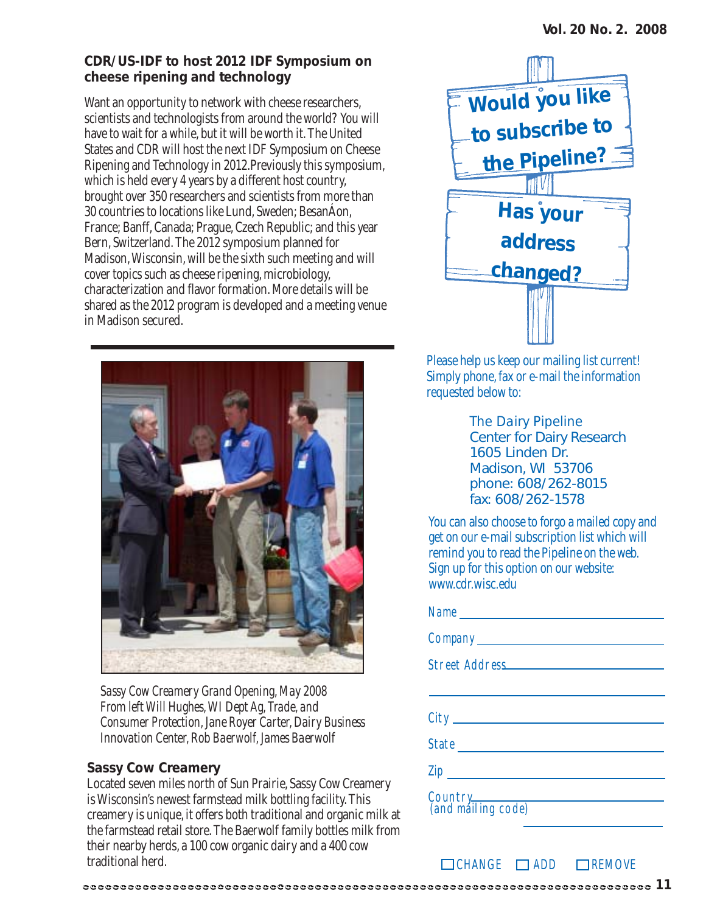## CDR/US-IDF to host 2012 IDF Symposium on cheese ripening and technology

Want an opportunity to network with cheese researchers, scientists and technologists from around the world? You will have to wait for a while, but it will be worth it. The United States and CDR will host the next IDF Symposium on Cheese Ripening and Technology in 2012.Previously this symposium, which is held every 4 years by a different host country, brought over 350 researchers and scientists from more than 30 countries to locations like Lund, Sweden; BesanÁon, France; Banff, Canada; Prague, Czech Republic; and this year Bern, Switzerland. The 2012 symposium planned for Madison, Wisconsin, will be the sixth such meeting and will cover topics such as cheese ripening, microbiology, characterization and flavor formation. More details will be shared as the 2012 program is developed and a meeting venue in Madison secured.

*Sassy Cow Creamery Grand Opening, May 2008*
*From left Will Hughes, WI Dept Ag, Trade, and Consumer Protection, Jane Royer Carter, Dairy Business Innovation Center, Rob Baerwolf, James Baerwolf*

## Sassy Cow Creamery

Located seven miles north of Sun Prairie, Sassy Cow Creamery is Wisconsin's newest farmstead milk bottling facility. This creamery is unique, it offers both traditional and organic milk at the farmstead retail store. The Baerwolf family bottles milk from their nearby herds, a 100 cow organic dairy and a 400 cow traditional herd.

## Would you like to subscribe to the Pipeline?

## Has your address changed?

Please help us keep our mailing list current! Simply phone, fax or e-mail the information requested below to:

The Dairy Pipeline
Center for Dairy Research
1605 Linden Dr.
Madison, WI 53706
phone: 608/262-8015
fax: 608/262-1578

You can also choose to forgo a mailed copy and get on our e-mail subscription list which will remind you to read the Pipeline on the web. Sign up for this option on our website: www.cdr.wisc.edu

Name ______________________________

Company ______________________________

Street Address ______________________________

______________________________

City ______________________________

State ______________________________

Zip ______________________________

Country (and mailing code) ______________________________

______________________________

☐ CHANGE ☐ ADD ☐ REMOVE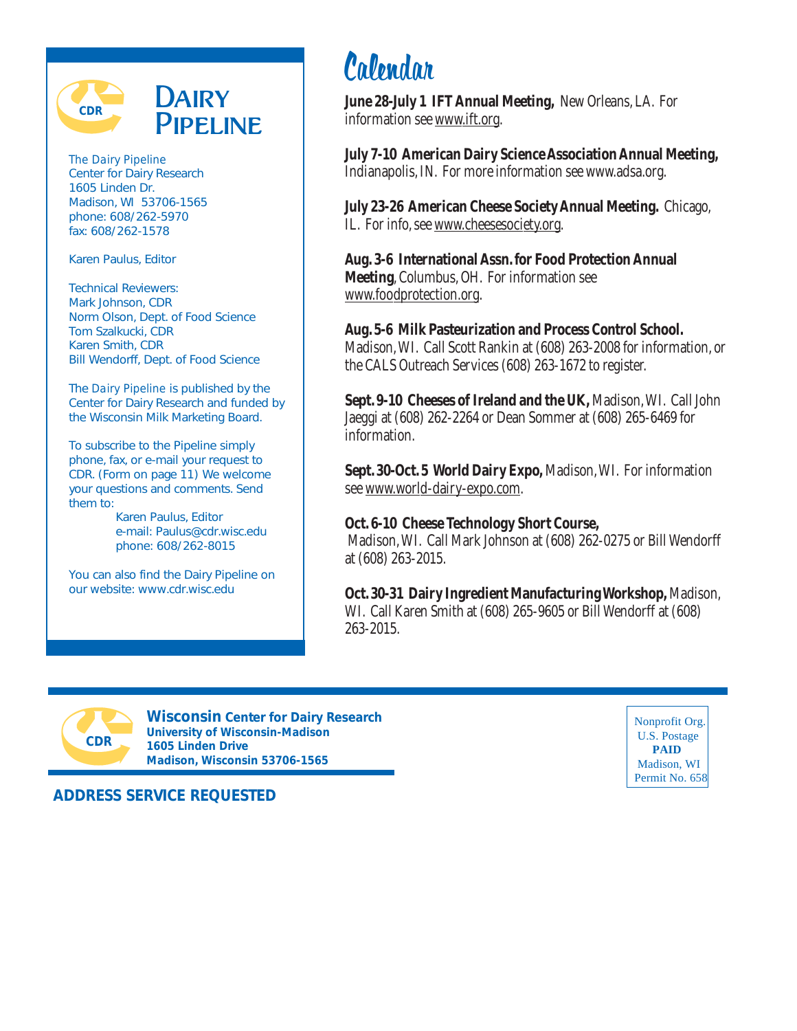# Dairy Pipeline

The *Dairy Pipeline*
Center for Dairy Research
1605 Linden Dr.
Madison, WI 53706-1565
phone: 608/262-5970
fax: 608/262-1578

Karen Paulus, Editor

Technical Reviewers:
Mark Johnson, CDR
Norm Olson, Dept. of Food Science
Tom Szalkucki, CDR
Karen Smith, CDR
Bill Wendorff, Dept. of Food Science

The *Dairy Pipeline* is published by the Center for Dairy Research and funded by the Wisconsin Milk Marketing Board.

To subscribe to the Pipeline simply phone, fax, or e-mail your request to CDR. (Form on page 11) We welcome your questions and comments. Send them to:

Karen Paulus, Editor
e-mail: Paulus@cdr.wisc.edu
phone: 608/262-8015

You can also find the Dairy Pipeline on our website: www.cdr.wisc.edu

# Calendar

**June 28-July 1 IFT Annual Meeting,** New Orleans, LA. For information see www.ift.org.

**July 7-10 American Dairy Science Association Annual Meeting,** Indianapolis, IN. For more information see www.adsa.org.

**July 23-26 American Cheese Society Annual Meeting.** Chicago, IL. For info, see www.cheesesociety.org.

**Aug. 3-6 International Assn. for Food Protection Annual Meeting**, Columbus, OH. For information see www.foodprotection.org.

**Aug. 5-6 Milk Pasteurization and Process Control School.** Madison, WI. Call Scott Rankin at (608) 263-2008 for information, or the CALS Outreach Services (608) 263-1672 to register.

**Sept. 9-10 Cheeses of Ireland and the UK,** Madison, WI. Call John Jaeggi at (608) 262-2264 or Dean Sommer at (608) 265-6469 for information.

**Sept. 30-Oct. 5 World Dairy Expo,** Madison, WI. For information see www.world-dairy-expo.com.

**Oct. 6-10 Cheese Technology Short Course,** Madison, WI. Call Mark Johnson at (608) 262-0275 or Bill Wendorff at (608) 263-2015.

**Oct. 30-31 Dairy Ingredient Manufacturing Workshop,** Madison, WI. Call Karen Smith at (608) 265-9605 or Bill Wendorff at (608) 263-2015.

**Wisconsin Center for Dairy Research**
**University of Wisconsin-Madison**
**1605 Linden Drive**
**Madison, Wisconsin 53706-1565**

**ADDRESS SERVICE REQUESTED**

Nonprofit Org.
U.S. Postage
**PAID**
Madison, WI
Permit No. 658